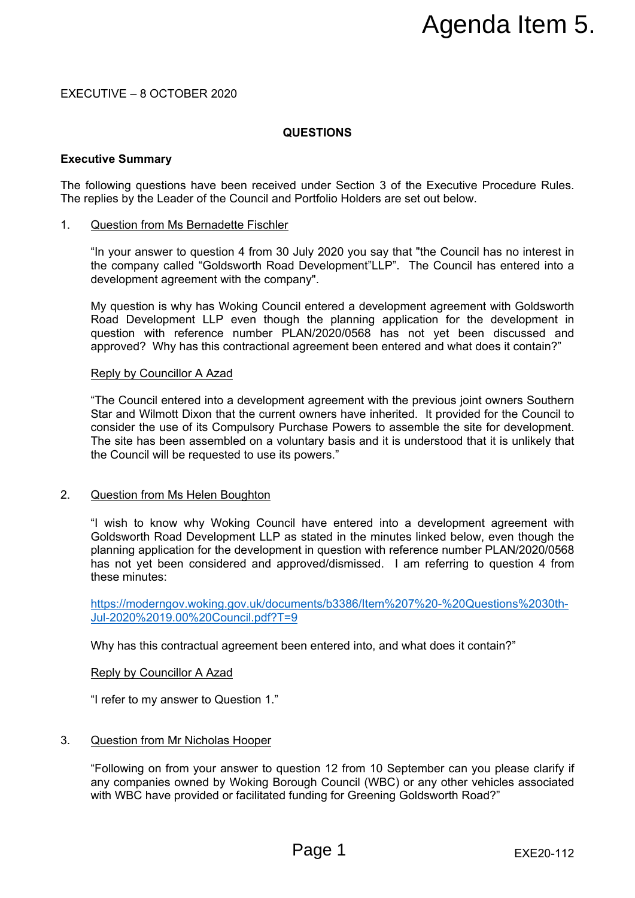# Agenda Item 5.

EXECUTIVE – 8 OCTOBER 2020

**QUESTIONS**

**Executive Summary**

The following questions have been received under Section 3 of the Executive Procedure Rules. The replies by the Leader of the Council and Portfolio Holders are set out below.

1. Question from Ms Bernadette Fischler

   "In your answer to question 4 from 30 July 2020 you say that "the Council has no interest in the company called "Goldsworth Road Development"LLP". The Council has entered into a development agreement with the company".

   My question is why has Woking Council entered a development agreement with Goldsworth Road Development LLP even though the planning application for the development in question with reference number PLAN/2020/0568 has not yet been discussed and approved? Why has this contractional agreement been entered and what does it contain?"

   Reply by Councillor A Azad

   "The Council entered into a development agreement with the previous joint owners Southern Star and Wilmott Dixon that the current owners have inherited. It provided for the Council to consider the use of its Compulsory Purchase Powers to assemble the site for development. The site has been assembled on a voluntary basis and it is understood that it is unlikely that the Council will be requested to use its powers."

2. Question from Ms Helen Boughton

   "I wish to know why Woking Council have entered into a development agreement with Goldsworth Road Development LLP as stated in the minutes linked below, even though the planning application for the development in question with reference number PLAN/2020/0568 has not yet been considered and approved/dismissed. I am referring to question 4 from these minutes:

   https://moderngov.woking.gov.uk/documents/b3386/Item%207%20-%20Questions%2030th-Jul-2020%2019.00%20Council.pdf?T=9

   Why has this contractual agreement been entered into, and what does it contain?"

   Reply by Councillor A Azad

   "I refer to my answer to Question 1."

3. Question from Mr Nicholas Hooper

   "Following on from your answer to question 12 from 10 September can you please clarify if any companies owned by Woking Borough Council (WBC) or any other vehicles associated with WBC have provided or facilitated funding for Greening Goldsworth Road?"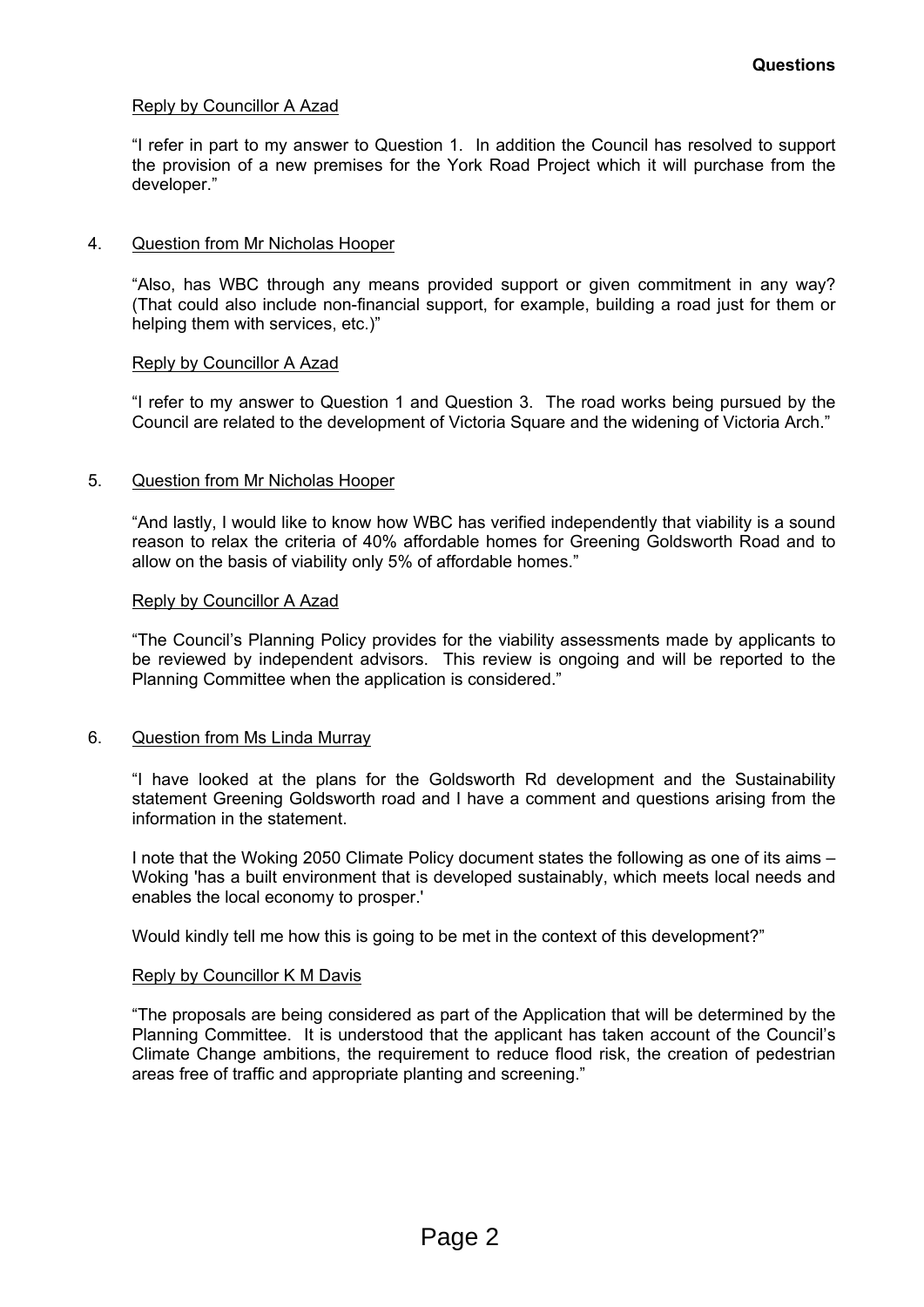Reply by Councillor A Azad

"I refer in part to my answer to Question 1. In addition the Council has resolved to support the provision of a new premises for the York Road Project which it will purchase from the developer."

4. Question from Mr Nicholas Hooper

"Also, has WBC through any means provided support or given commitment in any way? (That could also include non-financial support, for example, building a road just for them or helping them with services, etc.)"

Reply by Councillor A Azad

"I refer to my answer to Question 1 and Question 3. The road works being pursued by the Council are related to the development of Victoria Square and the widening of Victoria Arch."

5. Question from Mr Nicholas Hooper

"And lastly, I would like to know how WBC has verified independently that viability is a sound reason to relax the criteria of 40% affordable homes for Greening Goldsworth Road and to allow on the basis of viability only 5% of affordable homes."

Reply by Councillor A Azad

"The Council's Planning Policy provides for the viability assessments made by applicants to be reviewed by independent advisors. This review is ongoing and will be reported to the Planning Committee when the application is considered."

6. Question from Ms Linda Murray

"I have looked at the plans for the Goldsworth Rd development and the Sustainability statement Greening Goldsworth road and I have a comment and questions arising from the information in the statement.

I note that the Woking 2050 Climate Policy document states the following as one of its aims – Woking 'has a built environment that is developed sustainably, which meets local needs and enables the local economy to prosper.'

Would kindly tell me how this is going to be met in the context of this development?"

Reply by Councillor K M Davis

"The proposals are being considered as part of the Application that will be determined by the Planning Committee. It is understood that the applicant has taken account of the Council's Climate Change ambitions, the requirement to reduce flood risk, the creation of pedestrian areas free of traffic and appropriate planting and screening."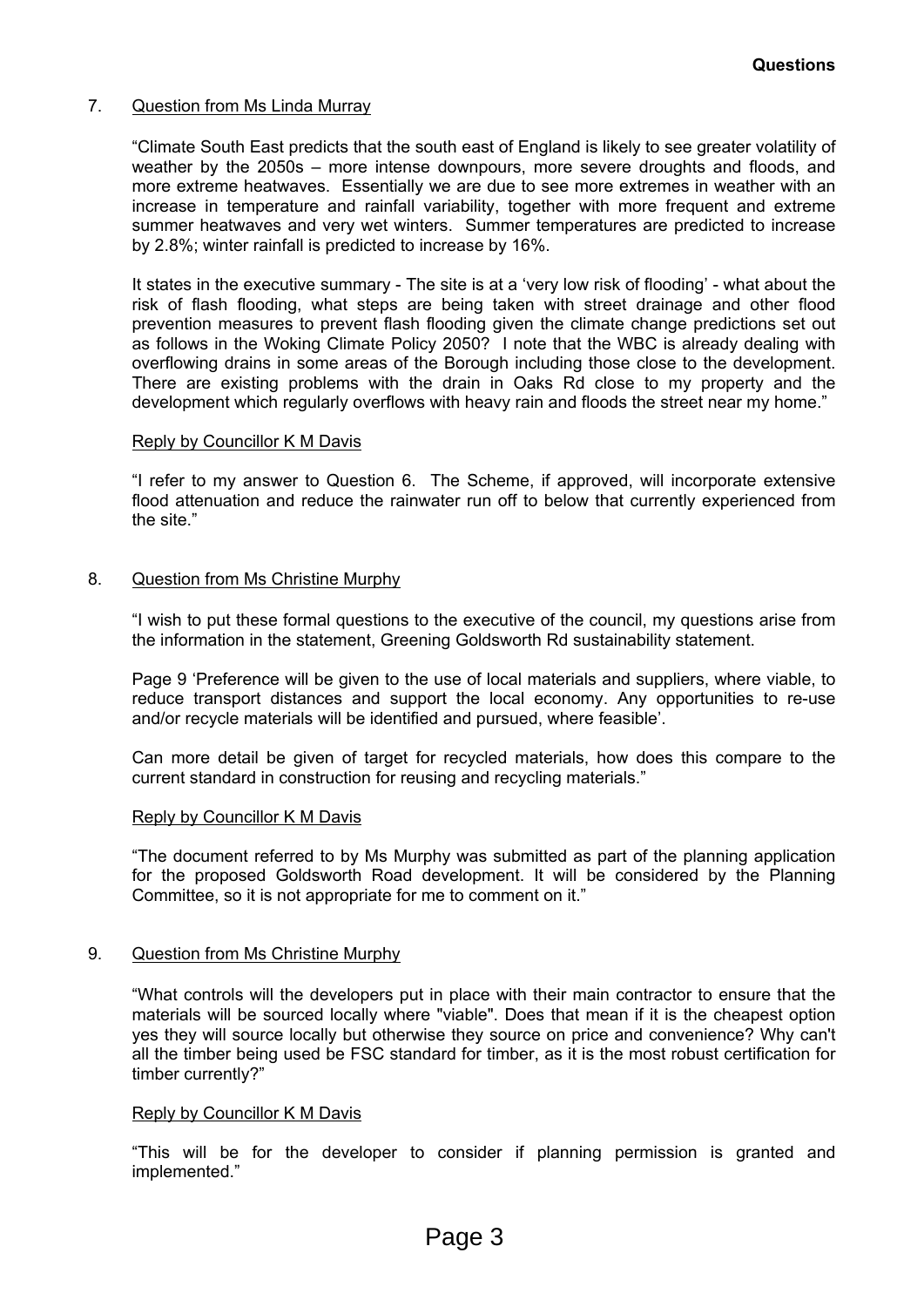7. <u>Question from Ms Linda Murray</u>

   "Climate South East predicts that the south east of England is likely to see greater volatility of weather by the 2050s – more intense downpours, more severe droughts and floods, and more extreme heatwaves. Essentially we are due to see more extremes in weather with an increase in temperature and rainfall variability, together with more frequent and extreme summer heatwaves and very wet winters. Summer temperatures are predicted to increase by 2.8%; winter rainfall is predicted to increase by 16%.

   It states in the executive summary - The site is at a 'very low risk of flooding' - what about the risk of flash flooding, what steps are being taken with street drainage and other flood prevention measures to prevent flash flooding given the climate change predictions set out as follows in the Woking Climate Policy 2050? I note that the WBC is already dealing with overflowing drains in some areas of the Borough including those close to the development. There are existing problems with the drain in Oaks Rd close to my property and the development which regularly overflows with heavy rain and floods the street near my home."

   <u>Reply by Councillor K M Davis</u>

   "I refer to my answer to Question 6. The Scheme, if approved, will incorporate extensive flood attenuation and reduce the rainwater run off to below that currently experienced from the site."

8. <u>Question from Ms Christine Murphy</u>

   "I wish to put these formal questions to the executive of the council, my questions arise from the information in the statement, Greening Goldsworth Rd sustainability statement.

   Page 9 'Preference will be given to the use of local materials and suppliers, where viable, to reduce transport distances and support the local economy. Any opportunities to re-use and/or recycle materials will be identified and pursued, where feasible'.

   Can more detail be given of target for recycled materials, how does this compare to the current standard in construction for reusing and recycling materials."

   <u>Reply by Councillor K M Davis</u>

   "The document referred to by Ms Murphy was submitted as part of the planning application for the proposed Goldsworth Road development. It will be considered by the Planning Committee, so it is not appropriate for me to comment on it."

9. <u>Question from Ms Christine Murphy</u>

   "What controls will the developers put in place with their main contractor to ensure that the materials will be sourced locally where "viable". Does that mean if it is the cheapest option yes they will source locally but otherwise they source on price and convenience? Why can't all the timber being used be FSC standard for timber, as it is the most robust certification for timber currently?"

   <u>Reply by Councillor K M Davis</u>

   "This will be for the developer to consider if planning permission is granted and implemented."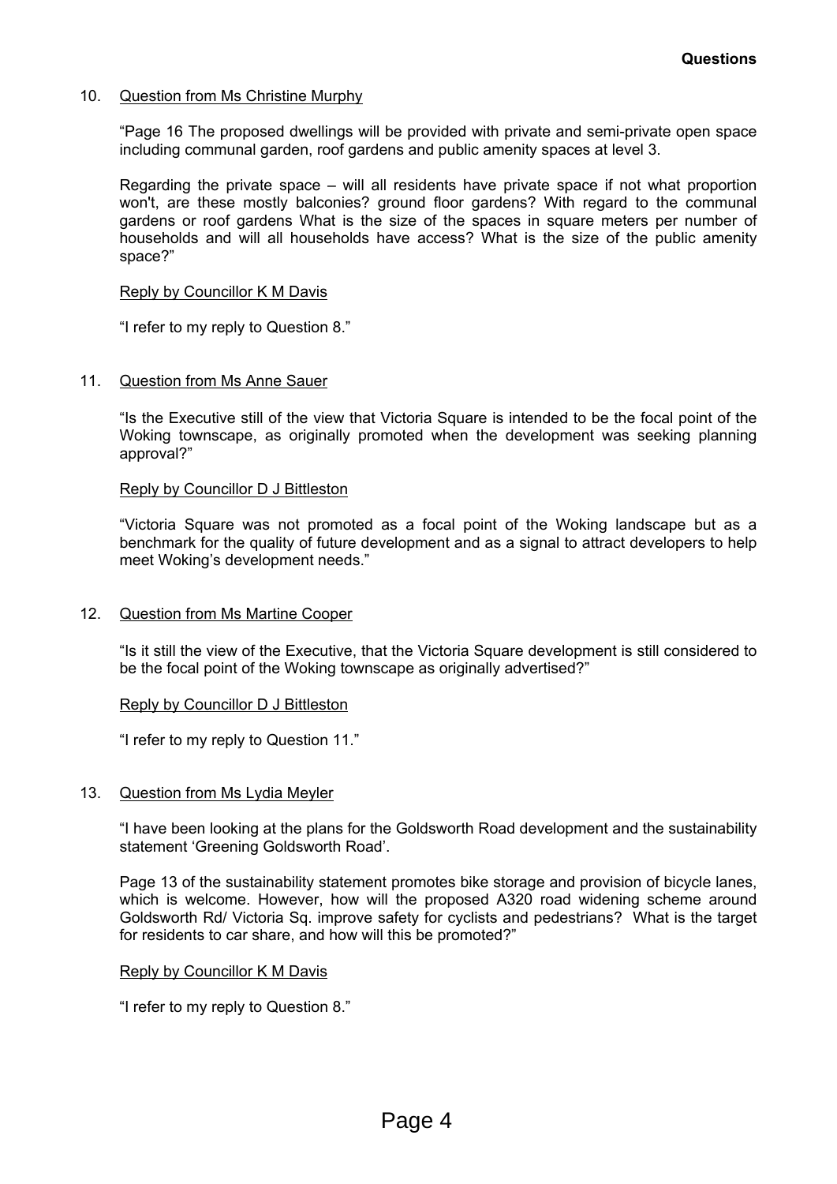**Questions**

10. Question from Ms Christine Murphy

"Page 16 The proposed dwellings will be provided with private and semi-private open space including communal garden, roof gardens and public amenity spaces at level 3.

Regarding the private space – will all residents have private space if not what proportion won't, are these mostly balconies? ground floor gardens? With regard to the communal gardens or roof gardens What is the size of the spaces in square meters per number of households and will all households have access? What is the size of the public amenity space?"

Reply by Councillor K M Davis

"I refer to my reply to Question 8."

11. Question from Ms Anne Sauer

"Is the Executive still of the view that Victoria Square is intended to be the focal point of the Woking townscape, as originally promoted when the development was seeking planning approval?"

Reply by Councillor D J Bittleston

"Victoria Square was not promoted as a focal point of the Woking landscape but as a benchmark for the quality of future development and as a signal to attract developers to help meet Woking's development needs."

12. Question from Ms Martine Cooper

"Is it still the view of the Executive, that the Victoria Square development is still considered to be the focal point of the Woking townscape as originally advertised?"

Reply by Councillor D J Bittleston

"I refer to my reply to Question 11."

13. Question from Ms Lydia Meyler

"I have been looking at the plans for the Goldsworth Road development and the sustainability statement 'Greening Goldsworth Road'.

Page 13 of the sustainability statement promotes bike storage and provision of bicycle lanes, which is welcome. However, how will the proposed A320 road widening scheme around Goldsworth Rd/ Victoria Sq. improve safety for cyclists and pedestrians? What is the target for residents to car share, and how will this be promoted?"

Reply by Councillor K M Davis

"I refer to my reply to Question 8."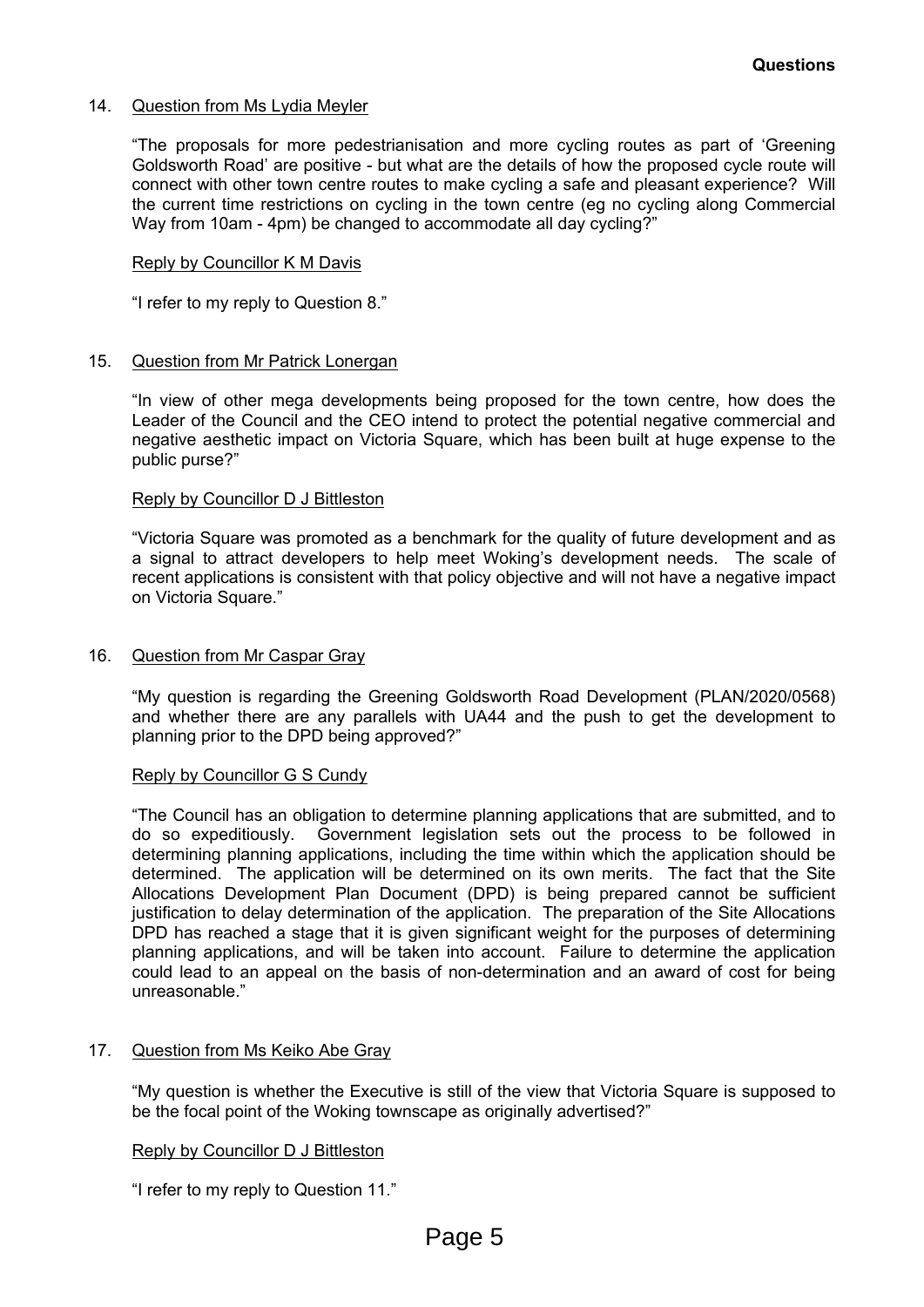14. Question from Ms Lydia Meyler

    "The proposals for more pedestrianisation and more cycling routes as part of 'Greening Goldsworth Road' are positive - but what are the details of how the proposed cycle route will connect with other town centre routes to make cycling a safe and pleasant experience? Will the current time restrictions on cycling in the town centre (eg no cycling along Commercial Way from 10am - 4pm) be changed to accommodate all day cycling?"

    Reply by Councillor K M Davis

    "I refer to my reply to Question 8."

15. Question from Mr Patrick Lonergan

    "In view of other mega developments being proposed for the town centre, how does the Leader of the Council and the CEO intend to protect the potential negative commercial and negative aesthetic impact on Victoria Square, which has been built at huge expense to the public purse?"

    Reply by Councillor D J Bittleston

    "Victoria Square was promoted as a benchmark for the quality of future development and as a signal to attract developers to help meet Woking's development needs. The scale of recent applications is consistent with that policy objective and will not have a negative impact on Victoria Square."

16. Question from Mr Caspar Gray

    "My question is regarding the Greening Goldsworth Road Development (PLAN/2020/0568) and whether there are any parallels with UA44 and the push to get the development to planning prior to the DPD being approved?"

    Reply by Councillor G S Cundy

    "The Council has an obligation to determine planning applications that are submitted, and to do so expeditiously. Government legislation sets out the process to be followed in determining planning applications, including the time within which the application should be determined. The application will be determined on its own merits. The fact that the Site Allocations Development Plan Document (DPD) is being prepared cannot be sufficient justification to delay determination of the application. The preparation of the Site Allocations DPD has reached a stage that it is given significant weight for the purposes of determining planning applications, and will be taken into account. Failure to determine the application could lead to an appeal on the basis of non-determination and an award of cost for being unreasonable."

17. Question from Ms Keiko Abe Gray

    "My question is whether the Executive is still of the view that Victoria Square is supposed to be the focal point of the Woking townscape as originally advertised?"

    Reply by Councillor D J Bittleston

    "I refer to my reply to Question 11."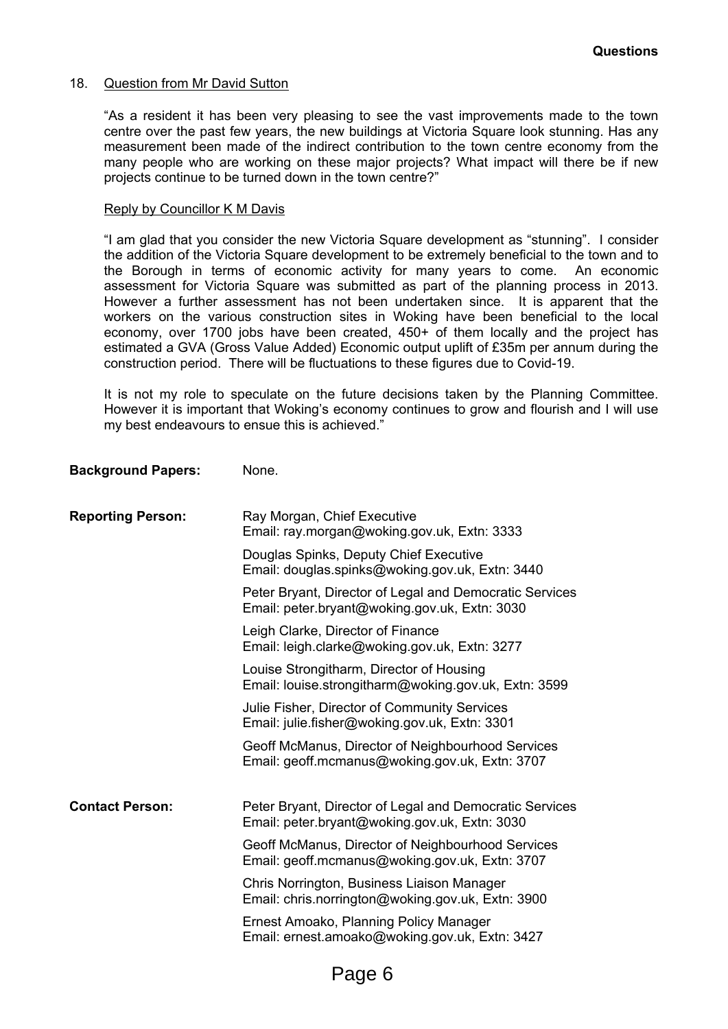18. <u>Question from Mr David Sutton</u>

"As a resident it has been very pleasing to see the vast improvements made to the town centre over the past few years, the new buildings at Victoria Square look stunning. Has any measurement been made of the indirect contribution to the town centre economy from the many people who are working on these major projects? What impact will there be if new projects continue to be turned down in the town centre?"

<u>Reply by Councillor K M Davis</u>

"I am glad that you consider the new Victoria Square development as "stunning". I consider the addition of the Victoria Square development to be extremely beneficial to the town and to the Borough in terms of economic activity for many years to come. An economic assessment for Victoria Square was submitted as part of the planning process in 2013. However a further assessment has not been undertaken since. It is apparent that the workers on the various construction sites in Woking have been beneficial to the local economy, over 1700 jobs have been created, 450+ of them locally and the project has estimated a GVA (Gross Value Added) Economic output uplift of £35m per annum during the construction period. There will be fluctuations to these figures due to Covid-19.

It is not my role to speculate on the future decisions taken by the Planning Committee. However it is important that Woking's economy continues to grow and flourish and I will use my best endeavours to ensue this is achieved."

**Background Papers:** None.

**Reporting Person:**

Ray Morgan, Chief Executive
Email: ray.morgan@woking.gov.uk, Extn: 3333

Douglas Spinks, Deputy Chief Executive
Email: douglas.spinks@woking.gov.uk, Extn: 3440

Peter Bryant, Director of Legal and Democratic Services
Email: peter.bryant@woking.gov.uk, Extn: 3030

Leigh Clarke, Director of Finance
Email: leigh.clarke@woking.gov.uk, Extn: 3277

Louise Strongitharm, Director of Housing
Email: louise.strongitharm@woking.gov.uk, Extn: 3599

Julie Fisher, Director of Community Services
Email: julie.fisher@woking.gov.uk, Extn: 3301

Geoff McManus, Director of Neighbourhood Services
Email: geoff.mcmanus@woking.gov.uk, Extn: 3707

**Contact Person:**

Peter Bryant, Director of Legal and Democratic Services
Email: peter.bryant@woking.gov.uk, Extn: 3030

Geoff McManus, Director of Neighbourhood Services
Email: geoff.mcmanus@woking.gov.uk, Extn: 3707

Chris Norrington, Business Liaison Manager
Email: chris.norrington@woking.gov.uk, Extn: 3900

Ernest Amoako, Planning Policy Manager
Email: ernest.amoako@woking.gov.uk, Extn: 3427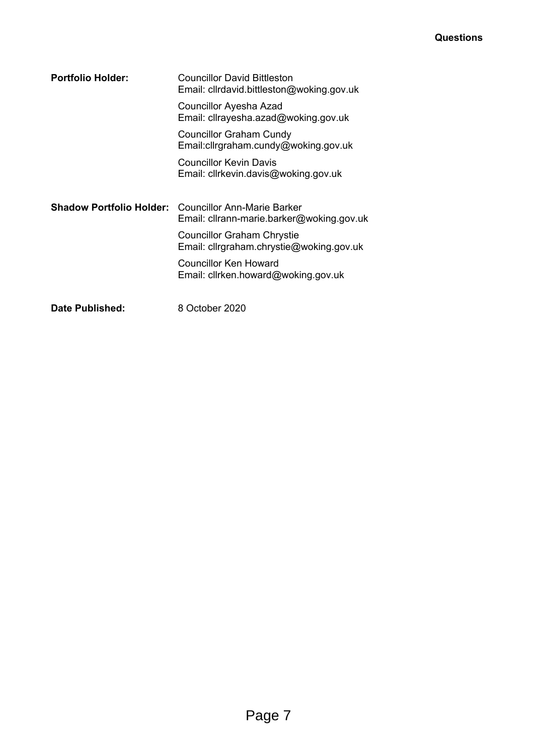**Questions**

| | |
|---|---|
| **Portfolio Holder:** | Councillor David Bittleston<br>Email: cllrdavid.bittleston@woking.gov.uk |
| | Councillor Ayesha Azad<br>Email: cllrayesha.azad@woking.gov.uk |
| | Councillor Graham Cundy<br>Email:cllrgraham.cundy@woking.gov.uk |
| | Councillor Kevin Davis<br>Email: cllrkevin.davis@woking.gov.uk |
| **Shadow Portfolio Holder:** | Councillor Ann-Marie Barker<br>Email: cllrann-marie.barker@woking.gov.uk |
| | Councillor Graham Chrystie<br>Email: cllrgraham.chrystie@woking.gov.uk |
| | Councillor Ken Howard<br>Email: cllrken.howard@woking.gov.uk |
| **Date Published:** | 8 October 2020 |